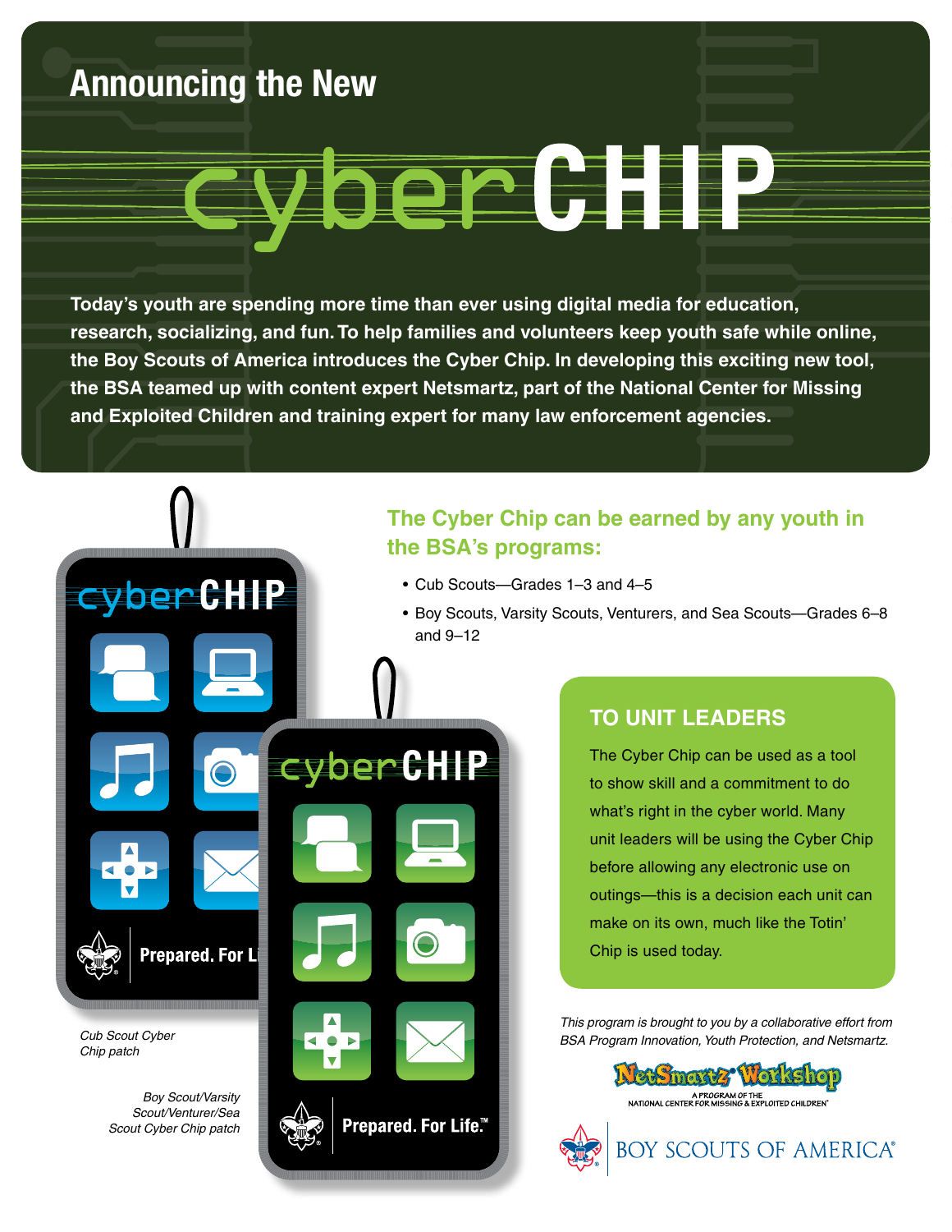# Announcing the New cyberCHIP

**Today's youth are spending more time than ever using digital media for education, research, socializing, and fun. To help families and volunteers keep youth safe while online, the Boy Scouts of America introduces the Cyber Chip. In developing this exciting new tool, the BSA teamed up with content expert Netsmartz, part of the National Center for Missing and Exploited Children and training expert for many law enforcement agencies.**

## The Cyber Chip can be earned by any youth in the BSA's programs:

- Cub Scouts—Grades 1–3 and 4–5
- Boy Scouts, Varsity Scouts, Venturers, and Sea Scouts—Grades 6–8 and 9–12

### TO UNIT LEADERS

The Cyber Chip can be used as a tool to show skill and a commitment to do what's right in the cyber world. Many unit leaders will be using the Cyber Chip before allowing any electronic use on outings—this is a decision each unit can make on its own, much like the Totin' Chip is used today.

*Cub Scout Cyber Chip patch*

*Boy Scout/Varsity Scout/Venturer/Sea Scout Cyber Chip patch*

*This program is brought to you by a collaborative effort from BSA Program Innovation, Youth Protection, and Netsmartz.*

NetSmartz Workshop
A PROGRAM OF THE NATIONAL CENTER FOR MISSING & EXPLOITED CHILDREN®

BOY SCOUTS OF AMERICA®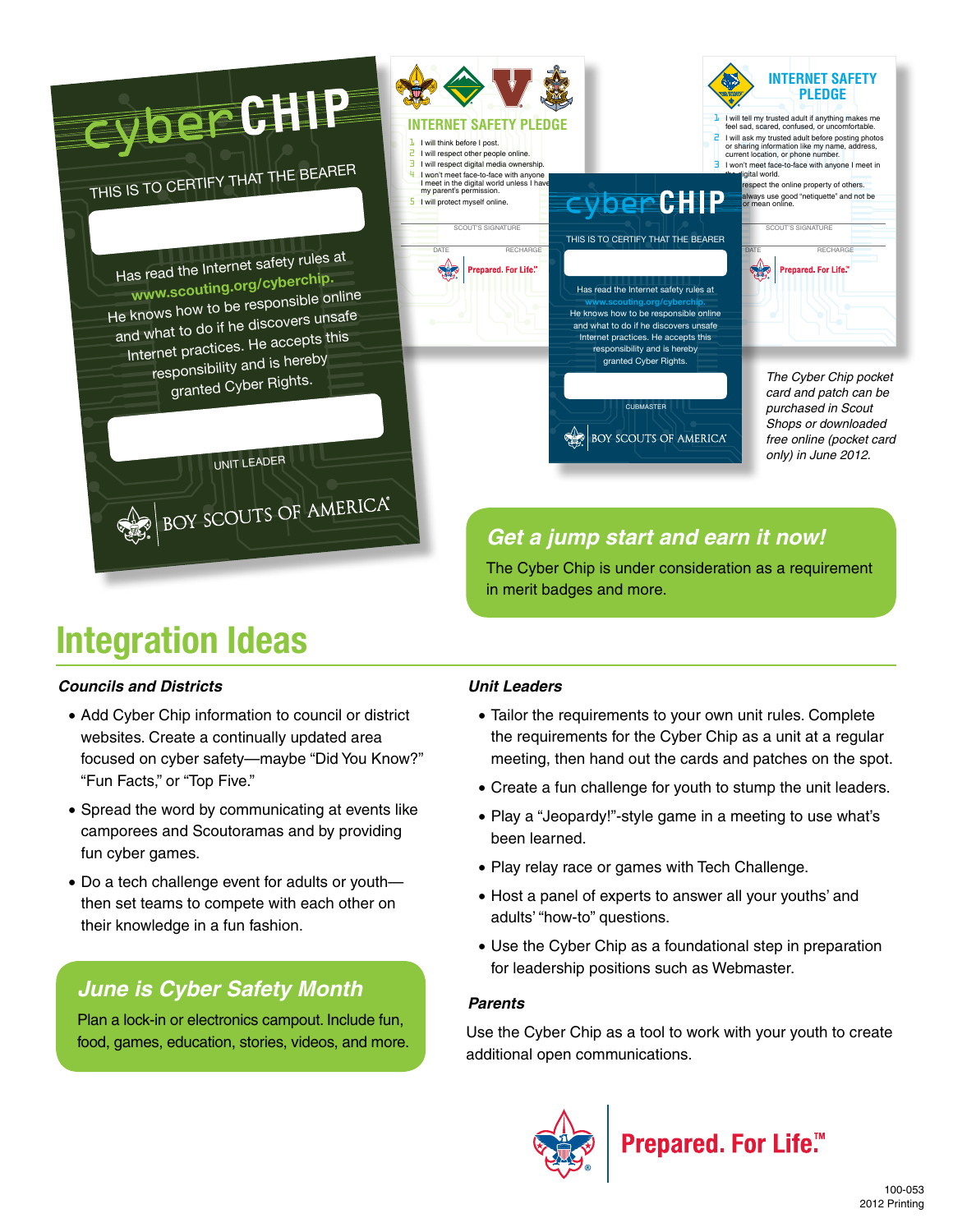cyberCHIP

THIS IS TO CERTIFY THAT THE BEARER

Has read the Internet safety rules at **www.scouting.org/cyberchip.** He knows how to be responsible online and what to do if he discovers unsafe Internet practices. He accepts this responsibility and is hereby granted Cyber Rights.

UNIT LEADER

BOY SCOUTS OF AMERICA®

INTERNET SAFETY PLEDGE

1. I will think before I post.
2. I will respect other people online.
3. I will respect digital media ownership.
4. I won't meet face-to-face with anyone I meet in the digital world unless I have my parent's permission.
5. I will protect myself online.

SCOUT'S SIGNATURE

DATE RECHARGE

Prepared. For Life.™

cyberCHIP

THIS IS TO CERTIFY THAT THE BEARER

Has read the Internet safety rules at www.scouting.org/cyberchip. He knows how to be responsible online and what to do if he discovers unsafe Internet practices. He accepts this responsibility and is hereby granted Cyber Rights.

CUBMASTER

BOY SCOUTS OF AMERICA®

INTERNET SAFETY PLEDGE

1. I will tell my trusted adult if anything makes me feel sad, scared, confused, or uncomfortable.
2. I will ask my trusted adult before posting photos or sharing information like my name, address, current location, or phone number.
3. I won't meet face-to-face with anyone I meet in the digital world.

respect the online property of others.

always use good "netiquette" and not be or mean online.

SCOUT'S SIGNATURE

DATE RECHARGE

Prepared. For Life.™

*The Cyber Chip pocket card and patch can be purchased in Scout Shops or downloaded free online (pocket card only) in June 2012.*

## *Get a jump start and earn it now!*

The Cyber Chip is under consideration as a requirement in merit badges and more.

# Integration Ideas

### *Councils and Districts*

- Add Cyber Chip information to council or district websites. Create a continually updated area focused on cyber safety—maybe "Did You Know?" "Fun Facts," or "Top Five."
- Spread the word by communicating at events like camporees and Scoutoramas and by providing fun cyber games.
- Do a tech challenge event for adults or youth—then set teams to compete with each other on their knowledge in a fun fashion.

## *June is Cyber Safety Month*

Plan a lock-in or electronics campout. Include fun, food, games, education, stories, videos, and more.

### *Unit Leaders*

- Tailor the requirements to your own unit rules. Complete the requirements for the Cyber Chip as a unit at a regular meeting, then hand out the cards and patches on the spot.
- Create a fun challenge for youth to stump the unit leaders.
- Play a "Jeopardy!"-style game in a meeting to use what's been learned.
- Play relay race or games with Tech Challenge.
- Host a panel of experts to answer all your youths' and adults' "how-to" questions.
- Use the Cyber Chip as a foundational step in preparation for leadership positions such as Webmaster.

### *Parents*

Use the Cyber Chip as a tool to work with your youth to create additional open communications.

Prepared. For Life.™

100-053
2012 Printing